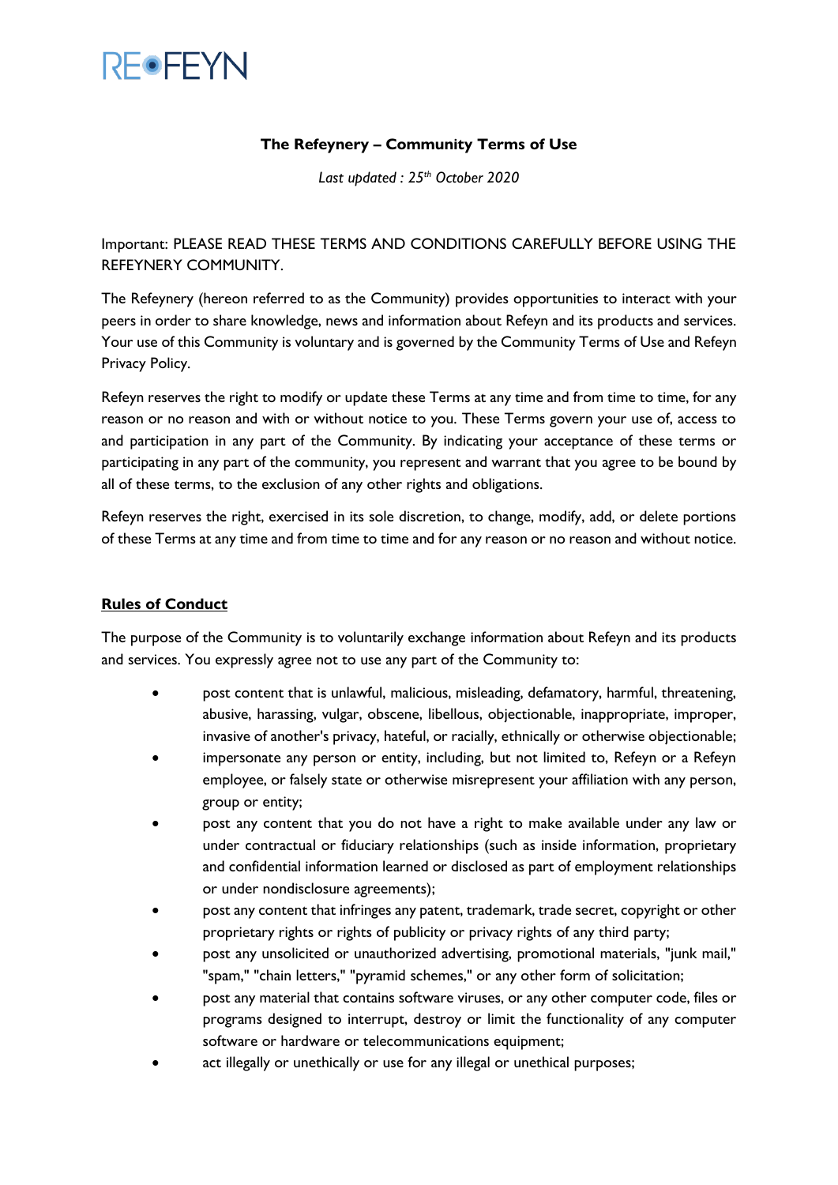REFEYN

## The Refeynery – Community Terms of Use

*Last updated : 25th October 2020*

Important: PLEASE READ THESE TERMS AND CONDITIONS CAREFULLY BEFORE USING THE REFEYNERY COMMUNITY.

The Refeynery (hereon referred to as the Community) provides opportunities to interact with your peers in order to share knowledge, news and information about Refeyn and its products and services. Your use of this Community is voluntary and is governed by the Community Terms of Use and Refeyn Privacy Policy.

Refeyn reserves the right to modify or update these Terms at any time and from time to time, for any reason or no reason and with or without notice to you. These Terms govern your use of, access to and participation in any part of the Community. By indicating your acceptance of these terms or participating in any part of the community, you represent and warrant that you agree to be bound by all of these terms, to the exclusion of any other rights and obligations.

Refeyn reserves the right, exercised in its sole discretion, to change, modify, add, or delete portions of these Terms at any time and from time to time and for any reason or no reason and without notice.

### Rules of Conduct

The purpose of the Community is to voluntarily exchange information about Refeyn and its products and services. You expressly agree not to use any part of the Community to:

- post content that is unlawful, malicious, misleading, defamatory, harmful, threatening, abusive, harassing, vulgar, obscene, libellous, objectionable, inappropriate, improper, invasive of another's privacy, hateful, or racially, ethnically or otherwise objectionable;
- impersonate any person or entity, including, but not limited to, Refeyn or a Refeyn employee, or falsely state or otherwise misrepresent your affiliation with any person, group or entity;
- post any content that you do not have a right to make available under any law or under contractual or fiduciary relationships (such as inside information, proprietary and confidential information learned or disclosed as part of employment relationships or under nondisclosure agreements);
- post any content that infringes any patent, trademark, trade secret, copyright or other proprietary rights or rights of publicity or privacy rights of any third party;
- post any unsolicited or unauthorized advertising, promotional materials, "junk mail," "spam," "chain letters," "pyramid schemes," or any other form of solicitation;
- post any material that contains software viruses, or any other computer code, files or programs designed to interrupt, destroy or limit the functionality of any computer software or hardware or telecommunications equipment;
- act illegally or unethically or use for any illegal or unethical purposes;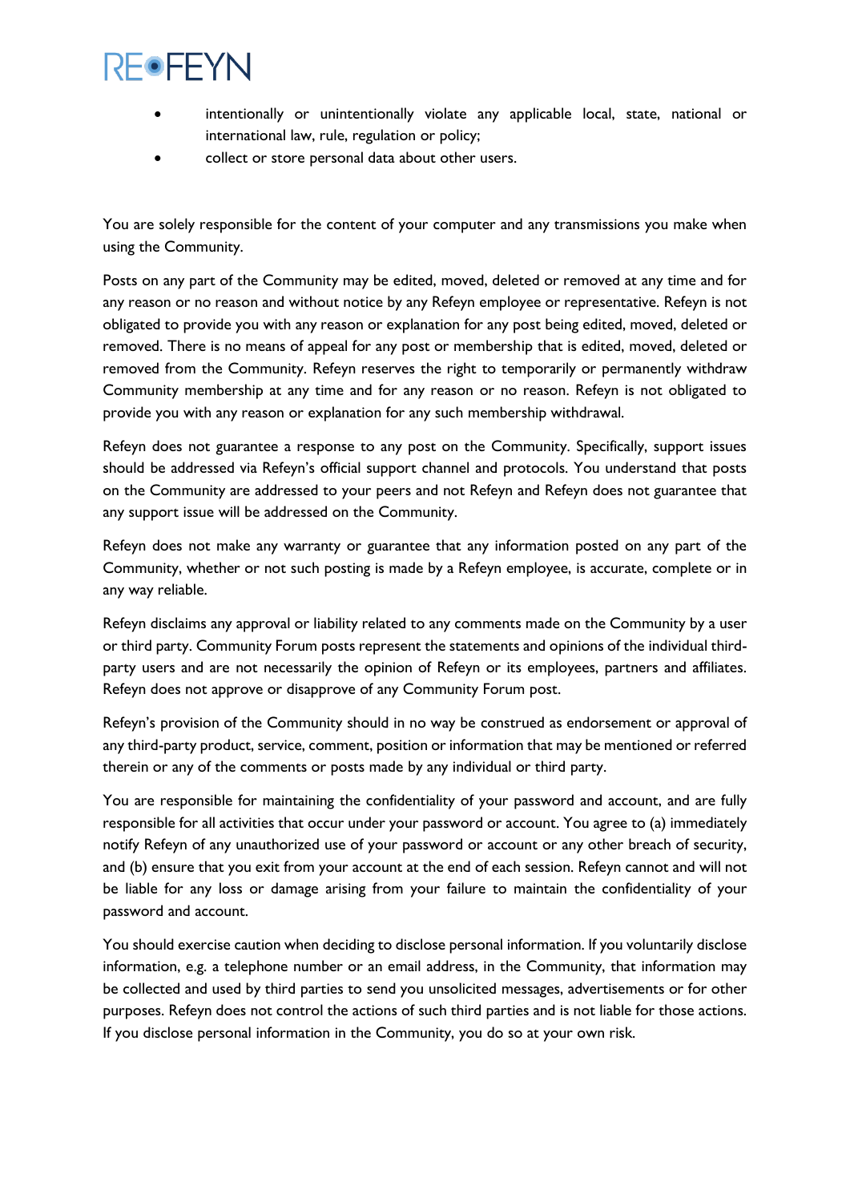- intentionally or unintentionally violate any applicable local, state, national or international law, rule, regulation or policy;
- collect or store personal data about other users.

You are solely responsible for the content of your computer and any transmissions you make when using the Community.

Posts on any part of the Community may be edited, moved, deleted or removed at any time and for any reason or no reason and without notice by any Refeyn employee or representative. Refeyn is not obligated to provide you with any reason or explanation for any post being edited, moved, deleted or removed. There is no means of appeal for any post or membership that is edited, moved, deleted or removed from the Community. Refeyn reserves the right to temporarily or permanently withdraw Community membership at any time and for any reason or no reason. Refeyn is not obligated to provide you with any reason or explanation for any such membership withdrawal.

Refeyn does not guarantee a response to any post on the Community. Specifically, support issues should be addressed via Refeyn's official support channel and protocols. You understand that posts on the Community are addressed to your peers and not Refeyn and Refeyn does not guarantee that any support issue will be addressed on the Community.

Refeyn does not make any warranty or guarantee that any information posted on any part of the Community, whether or not such posting is made by a Refeyn employee, is accurate, complete or in any way reliable.

Refeyn disclaims any approval or liability related to any comments made on the Community by a user or third party. Community Forum posts represent the statements and opinions of the individual third-party users and are not necessarily the opinion of Refeyn or its employees, partners and affiliates. Refeyn does not approve or disapprove of any Community Forum post.

Refeyn's provision of the Community should in no way be construed as endorsement or approval of any third-party product, service, comment, position or information that may be mentioned or referred therein or any of the comments or posts made by any individual or third party.

You are responsible for maintaining the confidentiality of your password and account, and are fully responsible for all activities that occur under your password or account. You agree to (a) immediately notify Refeyn of any unauthorized use of your password or account or any other breach of security, and (b) ensure that you exit from your account at the end of each session. Refeyn cannot and will not be liable for any loss or damage arising from your failure to maintain the confidentiality of your password and account.

You should exercise caution when deciding to disclose personal information. If you voluntarily disclose information, e.g. a telephone number or an email address, in the Community, that information may be collected and used by third parties to send you unsolicited messages, advertisements or for other purposes. Refeyn does not control the actions of such third parties and is not liable for those actions. If you disclose personal information in the Community, you do so at your own risk.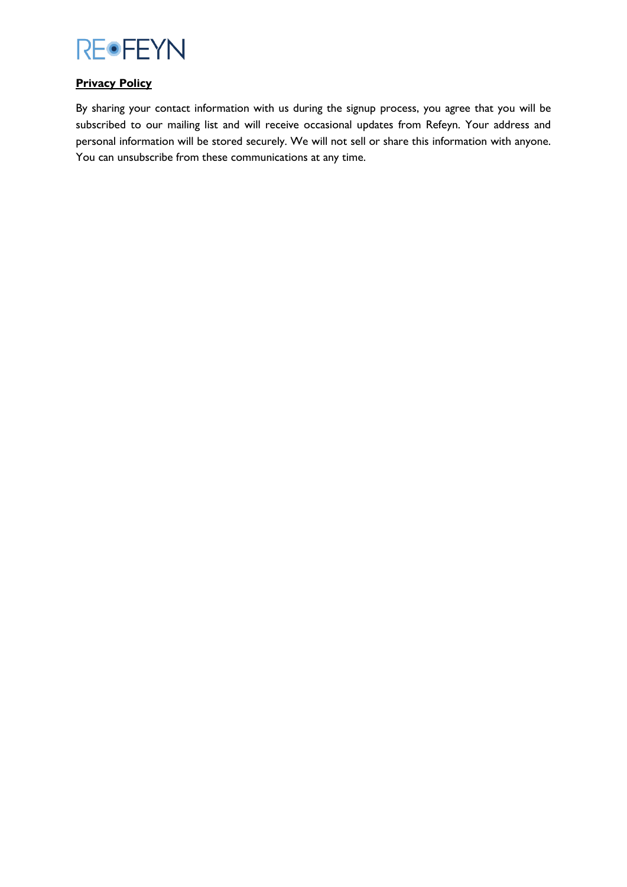REFEYN

**Privacy Policy**

By sharing your contact information with us during the signup process, you agree that you will be subscribed to our mailing list and will receive occasional updates from Refeyn. Your address and personal information will be stored securely. We will not sell or share this information with anyone. You can unsubscribe from these communications at any time.